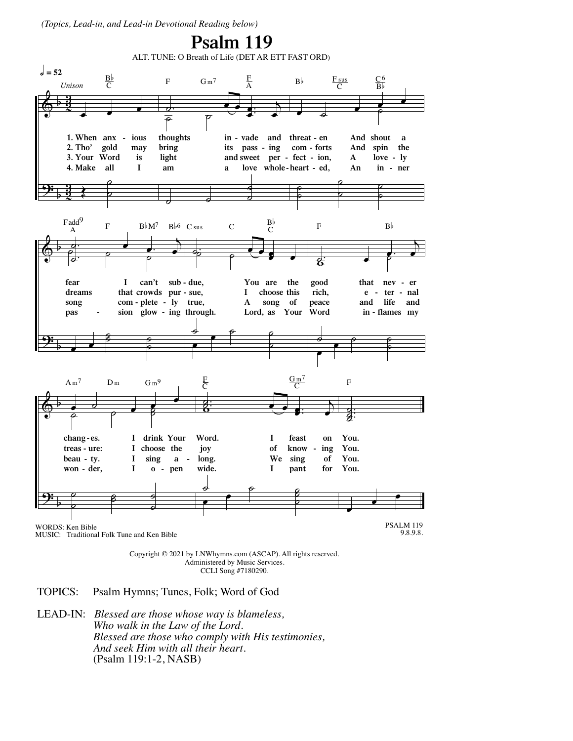*(Topics, Lead-in, and Lead-in Devotional Reading below)*

# Psalm 119

ALT. TUNE: O Breath of Life (DET AR ETT FAST ORD)

1. When anxious thoughts invade and threaten And shout a fear I can't subdue, You are the good that never changes. I drink Your Word. I feast on You.
2. Tho' gold may bring its passing comforts And spin the dreams that crowds pursue, I choose this rich, eternal treasure: I choose the joy of knowing You.
3. Your Word is light and sweet perfection, A lovely song completely true, A song of peace and life and beauty. I sing along. We sing of You.
4. Make all I am a love wholehearted, An inner passion glowing through. Lord, as Your Word inflames my wonder, I open wide. I pant for You.

WORDS: Ken Bible
MUSIC: Traditional Folk Tune and Ken Bible

PSALM 119
9.8.9.8.

Copyright © 2021 by LNWhymns.com (ASCAP). All rights reserved.
Administered by Music Services.
CCLI Song #7180290.

TOPICS: Psalm Hymns; Tunes, Folk; Word of God

LEAD-IN: *Blessed are those whose way is blameless,*
*Who walk in the Law of the Lord.*
*Blessed are those who comply with His testimonies,*
*And seek Him with all their heart.*
(Psalm 119:1-2, NASB)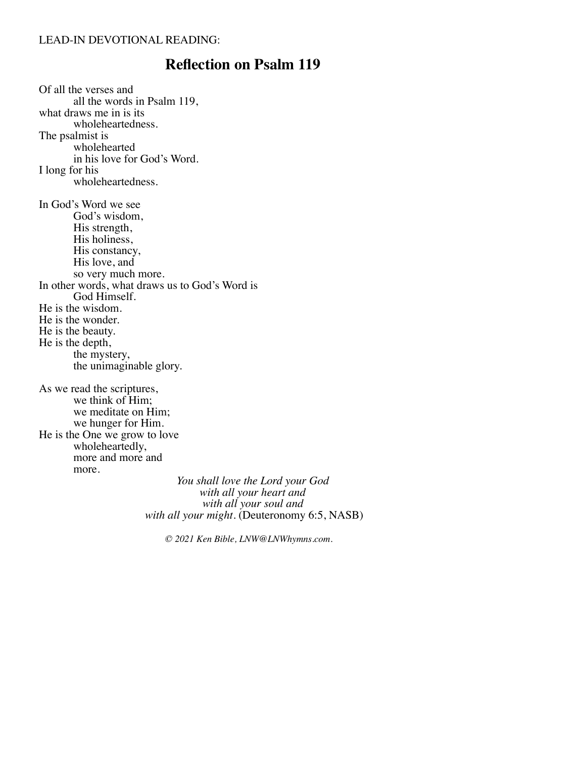LEAD-IN DEVOTIONAL READING:

## Reflection on Psalm 119

Of all the verses and
    all the words in Psalm 119,
what draws me in is its
    wholeheartedness.
The psalmist is
    wholehearted
    in his love for God's Word.
I long for his
    wholeheartedness.

In God's Word we see
    God's wisdom,
    His strength,
    His holiness,
    His constancy,
    His love, and
    so very much more.
In other words, what draws us to God's Word is
    God Himself.
He is the wisdom.
He is the wonder.
He is the beauty.
He is the depth,
    the mystery,
    the unimaginable glory.

As we read the scriptures,
    we think of Him;
    we meditate on Him;
    we hunger for Him.
He is the One we grow to love
    wholeheartedly,
    more and more and
    more.

*You shall love the Lord your God*
*with all your heart and*
*with all your soul and*
*with all your might.* (Deuteronomy 6:5, NASB)

*© 2021 Ken Bible, LNW@LNWhymns.com.*